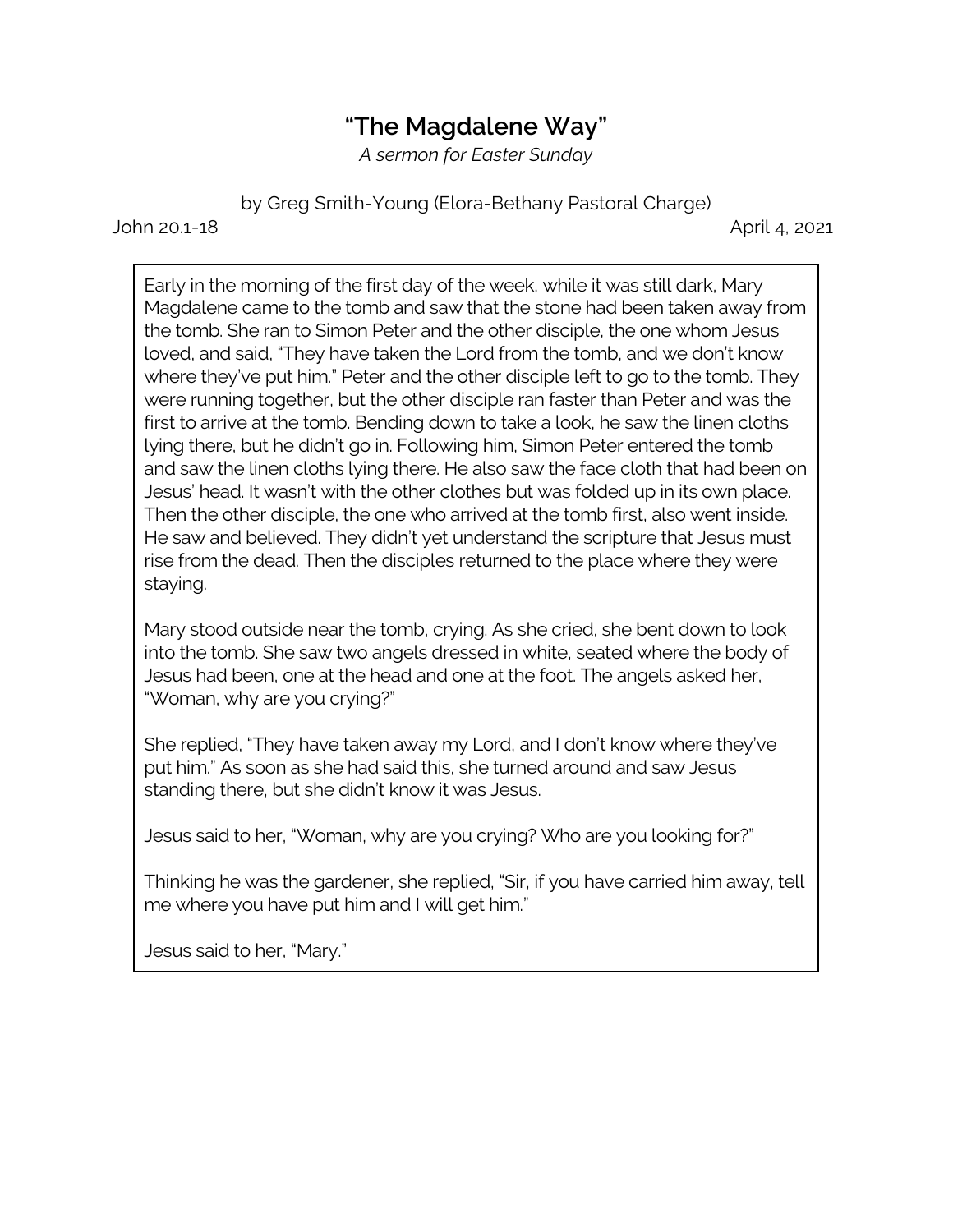# “The Magdalene Way”

*A sermon for Easter Sunday*

by Greg Smith-Young (Elora-Bethany Pastoral Charge)

John 20.1-18 April 4, 2021

> Early in the morning of the first day of the week, while it was still dark, Mary Magdalene came to the tomb and saw that the stone had been taken away from the tomb. She ran to Simon Peter and the other disciple, the one whom Jesus loved, and said, “They have taken the Lord from the tomb, and we don’t know where they’ve put him.” Peter and the other disciple left to go to the tomb. They were running together, but the other disciple ran faster than Peter and was the first to arrive at the tomb. Bending down to take a look, he saw the linen cloths lying there, but he didn’t go in. Following him, Simon Peter entered the tomb and saw the linen cloths lying there. He also saw the face cloth that had been on Jesus’ head. It wasn’t with the other clothes but was folded up in its own place. Then the other disciple, the one who arrived at the tomb first, also went inside. He saw and believed. They didn’t yet understand the scripture that Jesus must rise from the dead. Then the disciples returned to the place where they were staying.
>
> Mary stood outside near the tomb, crying. As she cried, she bent down to look into the tomb. She saw two angels dressed in white, seated where the body of Jesus had been, one at the head and one at the foot. The angels asked her, “Woman, why are you crying?”
>
> She replied, “They have taken away my Lord, and I don’t know where they’ve put him.” As soon as she had said this, she turned around and saw Jesus standing there, but she didn’t know it was Jesus.
>
> Jesus said to her, “Woman, why are you crying? Who are you looking for?”
>
> Thinking he was the gardener, she replied, “Sir, if you have carried him away, tell me where you have put him and I will get him.”
>
> Jesus said to her, “Mary.”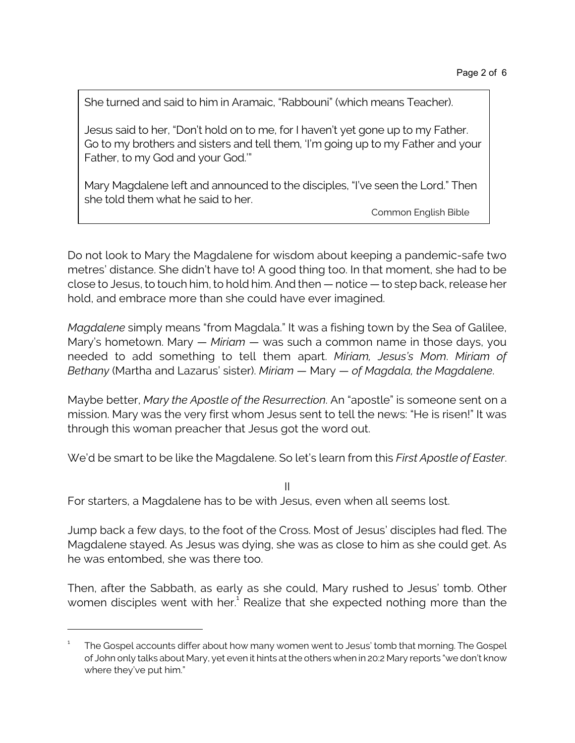> She turned and said to him in Aramaic, "Rabbouni" (which means Teacher).
>
> Jesus said to her, "Don't hold on to me, for I haven't yet gone up to my Father. Go to my brothers and sisters and tell them, 'I'm going up to my Father and your Father, to my God and your God.'"
>
> Mary Magdalene left and announced to the disciples, "I've seen the Lord." Then she told them what he said to her.
>
> Common English Bible

Do not look to Mary the Magdalene for wisdom about keeping a pandemic-safe two metres' distance. She didn't have to! A good thing too. In that moment, she had to be close to Jesus, to touch him, to hold him. And then — notice — to step back, release her hold, and embrace more than she could have ever imagined.

*Magdalene* simply means "from Magdala." It was a fishing town by the Sea of Galilee, Mary's hometown. Mary — *Miriam* — was such a common name in those days, you needed to add something to tell them apart. *Miriam, Jesus's Mom*. *Miriam of Bethany* (Martha and Lazarus' sister). *Miriam* — Mary — *of Magdala, the Magdalene*.

Maybe better, *Mary the Apostle of the Resurrection*. An "apostle" is someone sent on a mission. Mary was the very first whom Jesus sent to tell the news: "He is risen!" It was through this woman preacher that Jesus got the word out.

We'd be smart to be like the Magdalene. So let's learn from this *First Apostle of Easter*.

## II

For starters, a Magdalene has to be with Jesus, even when all seems lost.

Jump back a few days, to the foot of the Cross. Most of Jesus' disciples had fled. The Magdalene stayed. As Jesus was dying, she was as close to him as she could get. As he was entombed, she was there too.

Then, after the Sabbath, as early as she could, Mary rushed to Jesus' tomb. Other women disciples went with her.[1] Realize that she expected nothing more than the

---

[1] The Gospel accounts differ about how many women went to Jesus' tomb that morning. The Gospel of John only talks about Mary, yet even it hints at the others when in 20:2 Mary reports "we don't know where they've put him."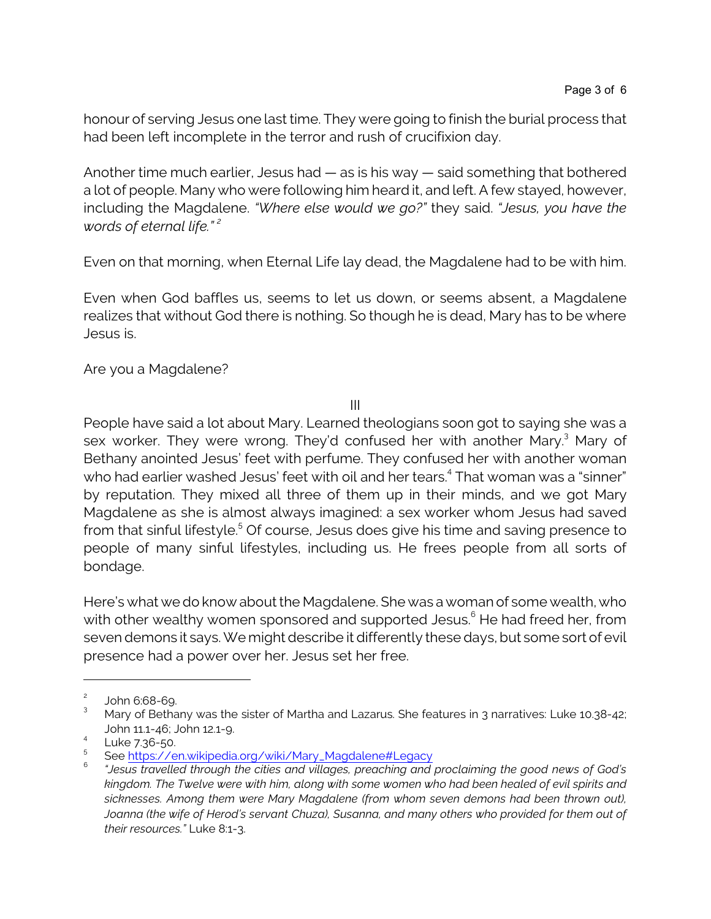honour of serving Jesus one last time. They were going to finish the burial process that had been left incomplete in the terror and rush of crucifixion day.

Another time much earlier, Jesus had — as is his way — said something that bothered a lot of people. Many who were following him heard it, and left. A few stayed, however, including the Magdalene. *"Where else would we go?"* they said. *"Jesus, you have the words of eternal life."* [2]

Even on that morning, when Eternal Life lay dead, the Magdalene had to be with him.

Even when God baffles us, seems to let us down, or seems absent, a Magdalene realizes that without God there is nothing. So though he is dead, Mary has to be where Jesus is.

Are you a Magdalene?

III

People have said a lot about Mary. Learned theologians soon got to saying she was a sex worker. They were wrong. They'd confused her with another Mary.[3] Mary of Bethany anointed Jesus' feet with perfume. They confused her with another woman who had earlier washed Jesus' feet with oil and her tears.[4] That woman was a "sinner" by reputation. They mixed all three of them up in their minds, and we got Mary Magdalene as she is almost always imagined: a sex worker whom Jesus had saved from that sinful lifestyle.[5] Of course, Jesus does give his time and saving presence to people of many sinful lifestyles, including us. He frees people from all sorts of bondage.

Here's what we do know about the Magdalene. She was a woman of some wealth, who with other wealthy women sponsored and supported Jesus.[6] He had freed her, from seven demons it says. We might describe it differently these days, but some sort of evil presence had a power over her. Jesus set her free.

---

[2] John 6:68-69.

[3] Mary of Bethany was the sister of Martha and Lazarus. She features in 3 narratives: Luke 10.38-42; John 11.1-46; John 12.1-9.

[4] Luke 7.36-50.

[5] See https://en.wikipedia.org/wiki/Mary_Magdalene#Legacy

[6] *"Jesus travelled through the cities and villages, preaching and proclaiming the good news of God's kingdom. The Twelve were with him, along with some women who had been healed of evil spirits and sicknesses. Among them were Mary Magdalene (from whom seven demons had been thrown out), Joanna (the wife of Herod's servant Chuza), Susanna, and many others who provided for them out of their resources."* Luke 8:1-3.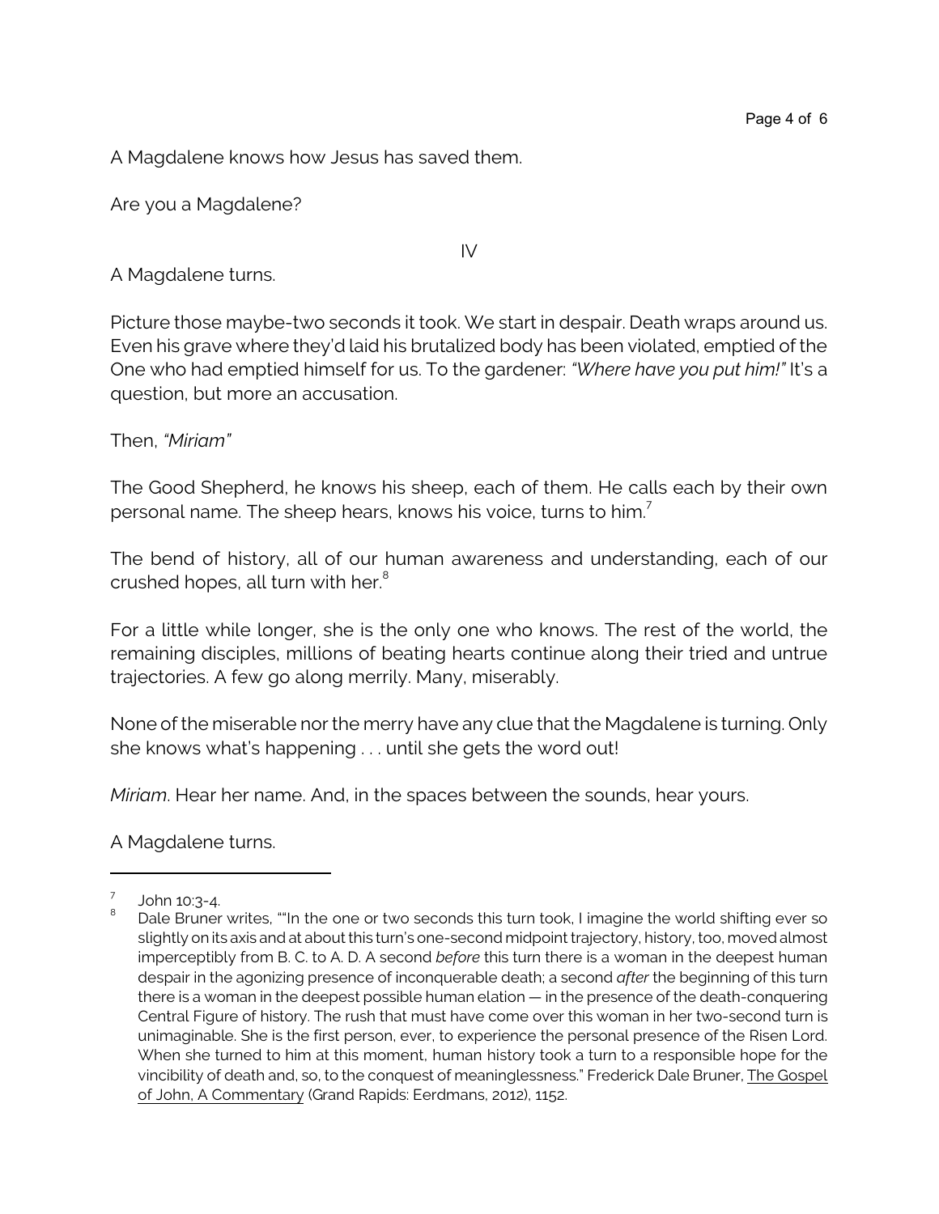A Magdalene knows how Jesus has saved them.

Are you a Magdalene?

IV

A Magdalene turns.

Picture those maybe-two seconds it took. We start in despair. Death wraps around us. Even his grave where they'd laid his brutalized body has been violated, emptied of the One who had emptied himself for us. To the gardener: *"Where have you put him!"* It's a question, but more an accusation.

Then, *"Miriam"*

The Good Shepherd, he knows his sheep, each of them. He calls each by their own personal name. The sheep hears, knows his voice, turns to him.[7]

The bend of history, all of our human awareness and understanding, each of our crushed hopes, all turn with her.[8]

For a little while longer, she is the only one who knows. The rest of the world, the remaining disciples, millions of beating hearts continue along their tried and untrue trajectories. A few go along merrily. Many, miserably.

None of the miserable nor the merry have any clue that the Magdalene is turning. Only she knows what's happening . . . until she gets the word out!

*Miriam*. Hear her name. And, in the spaces between the sounds, hear yours.

A Magdalene turns.

---

[7] John 10:3-4.

[8] Dale Bruner writes, ""In the one or two seconds this turn took, I imagine the world shifting ever so slightly on its axis and at about this turn's one-second midpoint trajectory, history, too, moved almost imperceptibly from B. C. to A. D. A second *before* this turn there is a woman in the deepest human despair in the agonizing presence of inconquerable death; a second *after* the beginning of this turn there is a woman in the deepest possible human elation — in the presence of the death-conquering Central Figure of history. The rush that must have come over this woman in her two-second turn is unimaginable. She is the first person, ever, to experience the personal presence of the Risen Lord. When she turned to him at this moment, human history took a turn to a responsible hope for the vincibility of death and, so, to the conquest of meaninglessness." Frederick Dale Bruner, The Gospel of John, A Commentary (Grand Rapids: Eerdmans, 2012), 1152.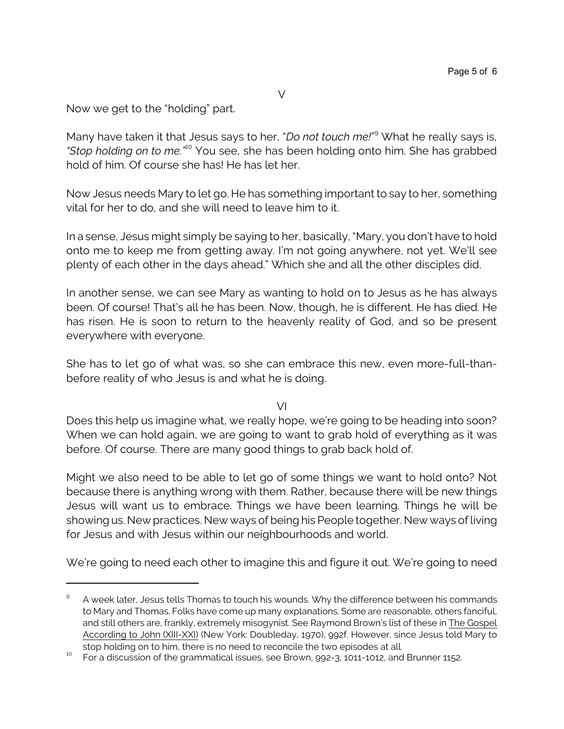V

Now we get to the "holding" part.

Many have taken it that Jesus says to her, "*Do not touch me!*"[9] What he really says is, *"Stop holding on to me."*[10] You see, she has been holding onto him. She has grabbed hold of him. Of course she has! He has let her.

Now Jesus needs Mary to let go. He has something important to say to her, something vital for her to do, and she will need to leave him to it.

In a sense, Jesus might simply be saying to her, basically, "Mary, you don't have to hold onto me to keep me from getting away. I'm not going anywhere, not yet. We'll see plenty of each other in the days ahead." Which she and all the other disciples did.

In another sense, we can see Mary as wanting to hold on to Jesus as he has always been. Of course! That's all he has been. Now, though, he is different. He has died. He has risen. He is soon to return to the heavenly reality of God, and so be present everywhere with everyone.

She has to let go of what was, so she can embrace this new, even more-full-than-before reality of who Jesus is and what he is doing.

VI

Does this help us imagine what, we really hope, we're going to be heading into soon? When we can hold again, we are going to want to grab hold of everything as it was before. Of course. There are many good things to grab back hold of.

Might we also need to be able to let go of some things we want to hold onto? Not because there is anything wrong with them. Rather, because there will be new things Jesus will want us to embrace. Things we have been learning. Things he will be showing us. New practices. New ways of being his People together. New ways of living for Jesus and with Jesus within our neighbourhoods and world.

We're going to need each other to imagine this and figure it out. We're going to need

---

[9] A week later, Jesus tells Thomas to touch his wounds. Why the difference between his commands to Mary and Thomas. Folks have come up many explanations. Some are reasonable, others fanciful, and still others are, frankly, extremely misogynist. See Raymond Brown's list of these in The Gospel According to John (XIII-XXI) (New York: Doubleday, 1970), 992f. However, since Jesus told Mary to stop holding on to him, there is no need to reconcile the two episodes at all.

[10] For a discussion of the grammatical issues, see Brown, 992-3, 1011-1012, and Brunner 1152.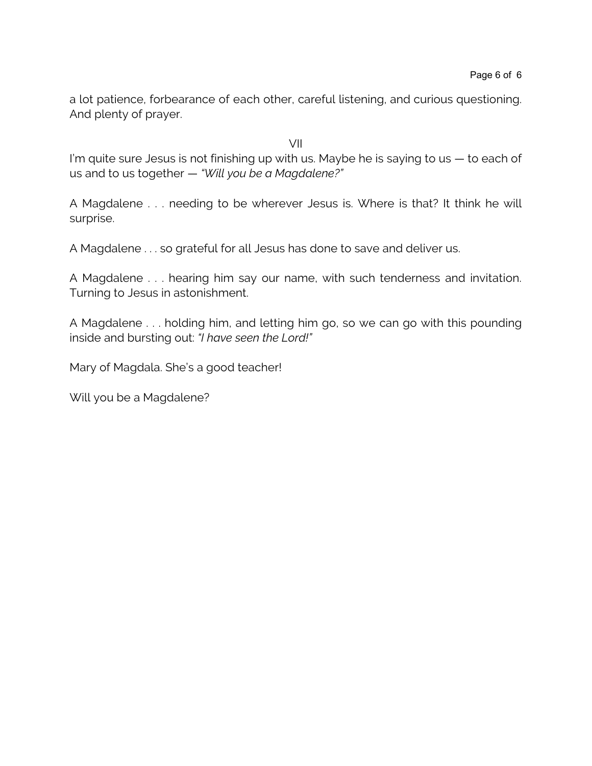a lot patience, forbearance of each other, careful listening, and curious questioning. And plenty of prayer.

VII

I'm quite sure Jesus is not finishing up with us. Maybe he is saying to us — to each of us and to us together — *"Will you be a Magdalene?"*

A Magdalene . . . needing to be wherever Jesus is. Where is that? It think he will surprise.

A Magdalene . . . so grateful for all Jesus has done to save and deliver us.

A Magdalene . . . hearing him say our name, with such tenderness and invitation. Turning to Jesus in astonishment.

A Magdalene . . . holding him, and letting him go, so we can go with this pounding inside and bursting out: *"I have seen the Lord!"*

Mary of Magdala. She's a good teacher!

Will you be a Magdalene?